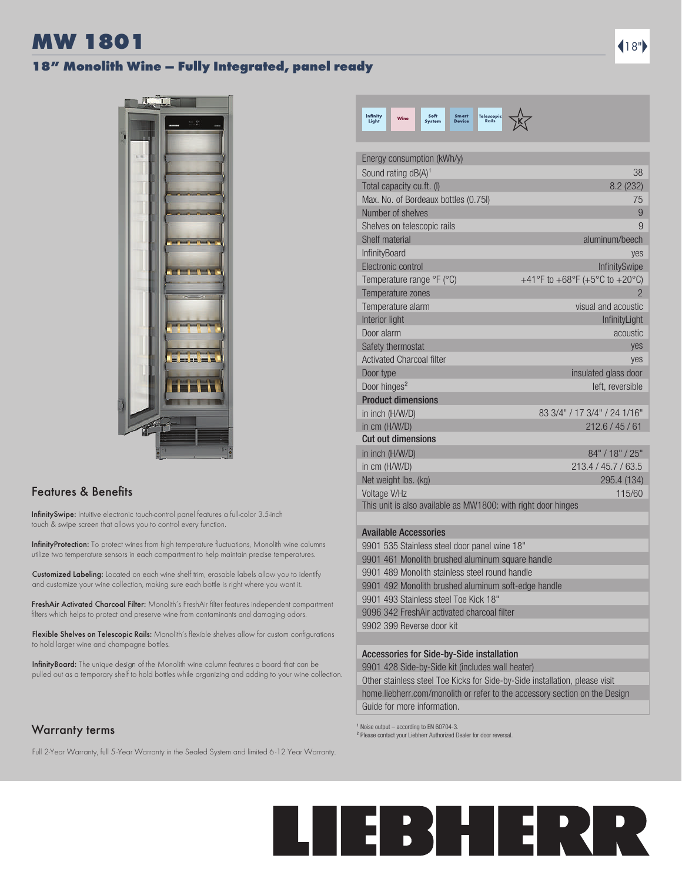# MW 1801

## 18" Monolith Wine – Fully Integrated, panel ready

18"

Infinity Light | Wine | Soft System | Smart Device | Telescopic Rails

| Specification | Value |
|---|---|
| Energy consumption (kWh/y) | |
| Sound rating dB(A)[1] | 38 |
| Total capacity cu.ft. (l) | 8.2 (232) |
| Max. No. of Bordeaux bottles (0.75l) | 75 |
| Number of shelves | 9 |
| Shelves on telescopic rails | 9 |
| Shelf material | aluminum/beech |
| InfinityBoard | yes |
| Electronic control | InfinitySwipe |
| Temperature range °F (°C) | +41°F to +68°F (+5°C to +20°C) |
| Temperature zones | 2 |
| Temperature alarm | visual and acoustic |
| Interior light | InfinityLight |
| Door alarm | acoustic |
| Safety thermostat | yes |
| Activated Charcoal filter | yes |
| Door type | insulated glass door |
| Door hinges[2] | left, reversible |
| **Product dimensions** | |
| in inch (H/W/D) | 83 3/4" / 17 3/4" / 24 1/16" |
| in cm (H/W/D) | 212.6 / 45 / 61 |
| **Cut out dimensions** | |
| in inch (H/W/D) | 84" / 18" / 25" |
| in cm (H/W/D) | 213.4 / 45.7 / 63.5 |
| Net weight lbs. (kg) | 295.4 (134) |
| Voltage V/Hz | 115/60 |

This unit is also available as MW1800: with right door hinges

### Available Accessories

- 9901 535 Stainless steel door panel wine 18"
- 9901 461 Monolith brushed aluminum square handle
- 9901 489 Monolith stainless steel round handle
- 9901 492 Monolith brushed aluminum soft-edge handle
- 9901 493 Stainless Steel Toe Kick 18"
- 9096 342 FreshAir activated charcoal filter
- 9902 399 Reverse door kit

### Accessories for Side-by-Side installation

- 9901 428 Side-by-Side kit (includes wall heater)

Other stainless steel Toe Kicks for Side-by-Side installation, please visit home.liebherr.com/monolith or refer to the accessory section on the Design Guide for more information.

[1] Noise output – according to EN 60704-3.
[2] Please contact your Liebherr Authorized Dealer for door reversal.

## Features & Benefits

**InfinitySwipe:** Intuitive electronic touch-control panel features a full-color 3.5-inch touch & swipe screen that allows you to control every function.

**InfinityProtection:** To protect wines from high temperature fluctuations, Monolith wine columns utilize two temperature sensors in each compartment to help maintain precise temperatures.

**Customized Labeling:** Located on each wine shelf trim, erasable labels allow you to identify and customize your wine collection, making sure each bottle is right where you want it.

**FreshAir Activated Charcoal Filter:** Monolith's FreshAir filter features independent compartment filters which helps to protect and preserve wine from contaminants and damaging odors.

**Flexible Shelves on Telescopic Rails:** Monolith's flexible shelves allow for custom configurations to hold larger wine and champagne bottles.

**InfinityBoard:** The unique design of the Monolith wine column features a board that can be pulled out as a temporary shelf to hold bottles while organizing and adding to your wine collection.

## Warranty terms

Full 2-Year Warranty, full 5-Year Warranty in the Sealed System and limited 6-12 Year Warranty.

LIEBHERR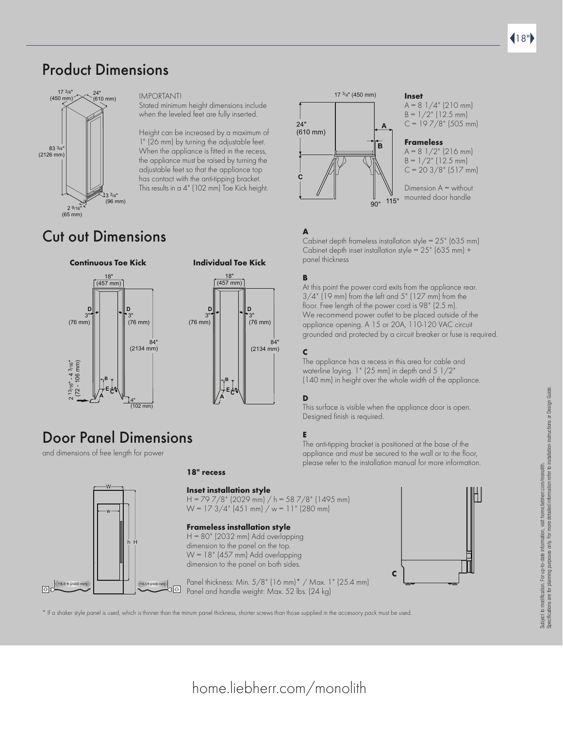## Product Dimensions

17 3/4" (450 mm)
24" (610 mm)
83 3/4" (2126 mm)
3 3/4" (96 mm)
2 9/16" (65 mm)

IMPORTANT!
Stated minimum height dimensions include when the leveled feet are fully inserted.

Height can be increased by a maximum of 1" (26 mm) by turning the adjustable feet. When the appliance is fitted in the recess, the appliance must be raised by turning the adjustable feet so that the appliance top has contact with the anti-tipping bracket. This results in a 4" (102 mm) Toe Kick height.

17 3/4" (450 mm)
24" (610 mm)
A
B
C
90°
115°

**Inset**
A = 8 1/4" (210 mm)
B = 1/2" (12.5 mm)
C = 19 7/8" (505 mm)

**Frameless**
A = 8 1/2" (216 mm)
B = 1/2" (12.5 mm)
C = 20 3/8" (517 mm)

Dimension A = without mounted door handle

## Cut out Dimensions

**Continuous Toe Kick**

18" (457 mm)
D 3" (76 mm)
D 3" (76 mm)
84" (2134 mm)
2 13/16" - 4 3/16" (72 - 106 mm)
B
E
C
A
4" (102 mm)

**Individual Toe Kick**

18" (457 mm)
D 3" (76 mm)
D 3" (76 mm)
84" (2134 mm)
B
E
C
A

**A**
Cabinet depth frameless installation style = 25" (635 mm)
Cabinet depth inset installation style = 25" (635 mm) + panel thickness

**B**
At this point the power cord exits from the appliance rear. 3/4" (19 mm) from the left and 5" (127 mm) from the floor. Free length of the power cord is 98" (2.5 m). We recommend power outlet to be placed outside of the appliance opening. A 15 or 20A, 110-120 VAC circuit grounded and protected by a circuit breaker or fuse is required.

**C**
The appliance has a recess in this area for cable and waterline laying. 1" (25 mm) in depth and 5 1/2" (140 mm) in height over the whole width of the appliance.

**D**
This surface is visible when the appliance door is open. Designed finish is required.

**E**
The anti-tipping bracket is positioned at the base of the appliance and must be secured to the wall or to the floor, please refer to the installation manual for more information.

## Door Panel Dimensions

and dimensions of free length for power

W
w
h H
~8.8 ft (2400 mm)
~6.5 ft (2000 mm)

**18" recess**

**Inset installation style**
H = 79 7/8" (2029 mm) / h = 58 7/8" (1495 mm)
W = 17 3/4" (451 mm) / w = 11" (280 mm)

**Frameless installation style**
H = 80" (2032 mm) Add overlapping dimension to the panel on the top.
W = 18" (457 mm) Add overlapping dimension to the panel on both sides.

Panel thickness: Min. 5/8" (16 mm)* / Max. 1" (25.4 mm)
Panel and handle weight: Max. 52 lbs. (24 kg)

C

* If a shaker style panel is used, which is thinner than the minum panel thickness, shorter screws than those supplied in the accessory pack must be used.

Subject to modification. For up-to-date information, visit home.liebherr.com/monolith.
Specifications are for planning purposes only. For more detailed information refer to installation instructions or Design Guide.

home.liebherr.com/monolith